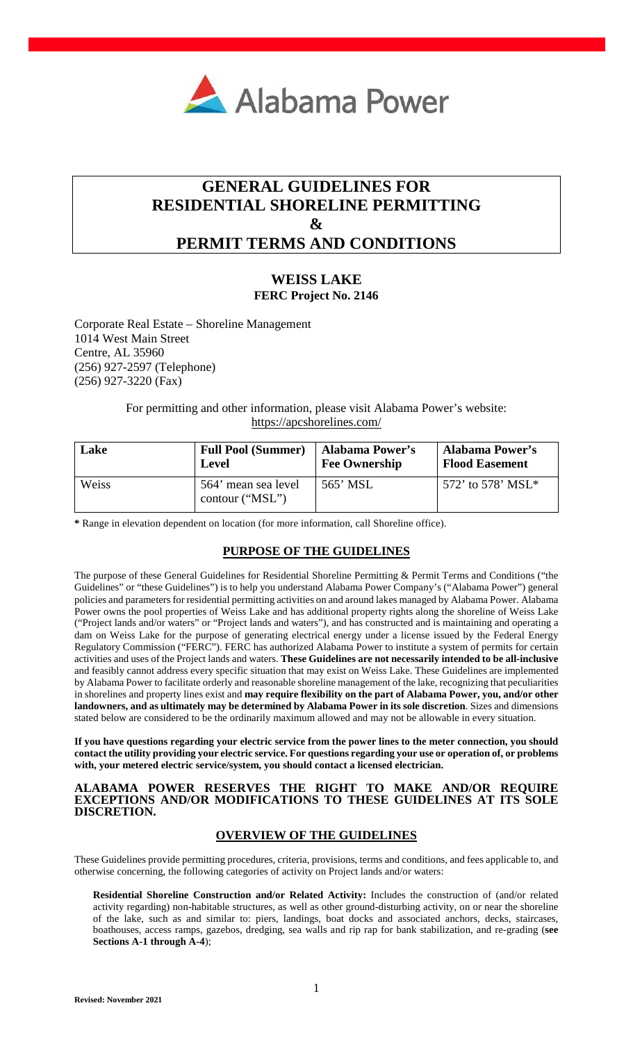Alabama Power

# GENERAL GUIDELINES FOR RESIDENTIAL SHORELINE PERMITTING & PERMIT TERMS AND CONDITIONS

## WEISS LAKE
### FERC Project No. 2146

Corporate Real Estate – Shoreline Management
1014 West Main Street
Centre, AL 35960
(256) 927-2597 (Telephone)
(256) 927-3220 (Fax)

For permitting and other information, please visit Alabama Power's website:
https://apcshorelines.com/

| Lake | Full Pool (Summer) Level | Alabama Power's Fee Ownership | Alabama Power's Flood Easement |
|---|---|---|---|
| Weiss | 564' mean sea level contour ("MSL") | 565' MSL | 572' to 578' MSL* |

**\*** Range in elevation dependent on location (for more information, call Shoreline office).

## PURPOSE OF THE GUIDELINES

The purpose of these General Guidelines for Residential Shoreline Permitting & Permit Terms and Conditions ("the Guidelines" or "these Guidelines") is to help you understand Alabama Power Company's ("Alabama Power") general policies and parameters for residential permitting activities on and around lakes managed by Alabama Power. Alabama Power owns the pool properties of Weiss Lake and has additional property rights along the shoreline of Weiss Lake ("Project lands and/or waters" or "Project lands and waters"), and has constructed and is maintaining and operating a dam on Weiss Lake for the purpose of generating electrical energy under a license issued by the Federal Energy Regulatory Commission ("FERC"). FERC has authorized Alabama Power to institute a system of permits for certain activities and uses of the Project lands and waters. **These Guidelines are not necessarily intended to be all-inclusive** and feasibly cannot address every specific situation that may exist on Weiss Lake. These Guidelines are implemented by Alabama Power to facilitate orderly and reasonable shoreline management of the lake, recognizing that peculiarities in shorelines and property lines exist and **may require flexibility on the part of Alabama Power, you, and/or other landowners, and as ultimately may be determined by Alabama Power in its sole discretion**. Sizes and dimensions stated below are considered to be the ordinarily maximum allowed and may not be allowable in every situation.

**If you have questions regarding your electric service from the power lines to the meter connection, you should contact the utility providing your electric service. For questions regarding your use or operation of, or problems with, your metered electric service/system, you should contact a licensed electrician.**

**ALABAMA POWER RESERVES THE RIGHT TO MAKE AND/OR REQUIRE EXCEPTIONS AND/OR MODIFICATIONS TO THESE GUIDELINES AT ITS SOLE DISCRETION.**

## OVERVIEW OF THE GUIDELINES

These Guidelines provide permitting procedures, criteria, provisions, terms and conditions, and fees applicable to, and otherwise concerning, the following categories of activity on Project lands and/or waters:

**Residential Shoreline Construction and/or Related Activity:** Includes the construction of (and/or related activity regarding) non-habitable structures, as well as other ground-disturbing activity, on or near the shoreline of the lake, such as and similar to: piers, landings, boat docks and associated anchors, decks, staircases, boathouses, access ramps, gazebos, dredging, sea walls and rip rap for bank stabilization, and re-grading (**see Sections A-1 through A-4**);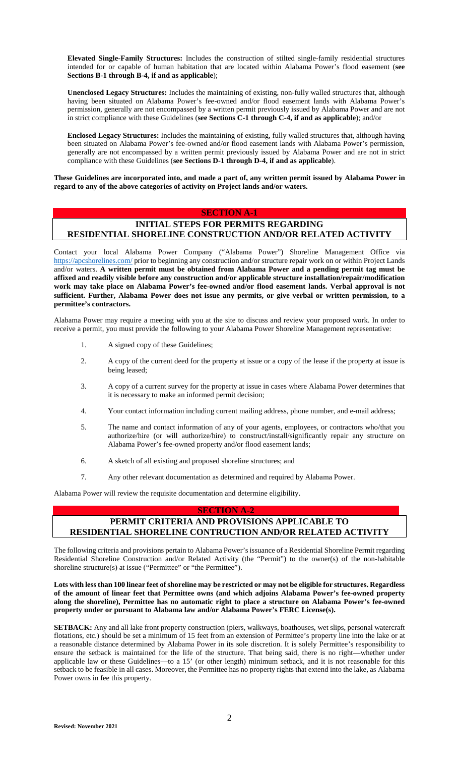**Elevated Single-Family Structures:** Includes the construction of stilted single-family residential structures intended for or capable of human habitation that are located within Alabama Power's flood easement (**see Sections B-1 through B-4, if and as applicable**);

**Unenclosed Legacy Structures:** Includes the maintaining of existing, non-fully walled structures that, although having been situated on Alabama Power's fee-owned and/or flood easement lands with Alabama Power's permission, generally are not encompassed by a written permit previously issued by Alabama Power and are not in strict compliance with these Guidelines (**see Sections C-1 through C-4, if and as applicable**); and/or

**Enclosed Legacy Structures:** Includes the maintaining of existing, fully walled structures that, although having been situated on Alabama Power's fee-owned and/or flood easement lands with Alabama Power's permission, generally are not encompassed by a written permit previously issued by Alabama Power and are not in strict compliance with these Guidelines (**see Sections D-1 through D-4, if and as applicable**).

**These Guidelines are incorporated into, and made a part of, any written permit issued by Alabama Power in regard to any of the above categories of activity on Project lands and/or waters.**

## SECTION A-1

## INITIAL STEPS FOR PERMITS REGARDING RESIDENTIAL SHORELINE CONSTRUCTION AND/OR RELATED ACTIVITY

Contact your local Alabama Power Company ("Alabama Power") Shoreline Management Office via https://apcshorelines.com/ prior to beginning any construction and/or structure repair work on or within Project Lands and/or waters. **A written permit must be obtained from Alabama Power and a pending permit tag must be affixed and readily visible before any construction and/or applicable structure installation/repair/modification work may take place on Alabama Power's fee-owned and/or flood easement lands. Verbal approval is not sufficient. Further, Alabama Power does not issue any permits, or give verbal or written permission, to a permittee's contractors.**

Alabama Power may require a meeting with you at the site to discuss and review your proposed work. In order to receive a permit, you must provide the following to your Alabama Power Shoreline Management representative:

1. A signed copy of these Guidelines;
2. A copy of the current deed for the property at issue or a copy of the lease if the property at issue is being leased;
3. A copy of a current survey for the property at issue in cases where Alabama Power determines that it is necessary to make an informed permit decision;
4. Your contact information including current mailing address, phone number, and e-mail address;
5. The name and contact information of any of your agents, employees, or contractors who/that you authorize/hire (or will authorize/hire) to construct/install/significantly repair any structure on Alabama Power's fee-owned property and/or flood easement lands;
6. A sketch of all existing and proposed shoreline structures; and
7. Any other relevant documentation as determined and required by Alabama Power.

Alabama Power will review the requisite documentation and determine eligibility.

## SECTION A-2

## PERMIT CRITERIA AND PROVISIONS APPLICABLE TO RESIDENTIAL SHORELINE CONTRUCTION AND/OR RELATED ACTIVITY

The following criteria and provisions pertain to Alabama Power's issuance of a Residential Shoreline Permit regarding Residential Shoreline Construction and/or Related Activity (the "Permit") to the owner(s) of the non-habitable shoreline structure(s) at issue ("Permittee" or "the Permittee").

**Lots with less than 100 linear feet of shoreline may be restricted or may not be eligible for structures. Regardless of the amount of linear feet that Permittee owns (and which adjoins Alabama Power's fee-owned property along the shoreline), Permittee has no automatic right to place a structure on Alabama Power's fee-owned property under or pursuant to Alabama law and/or Alabama Power's FERC License(s).**

**SETBACK:** Any and all lake front property construction (piers, walkways, boathouses, wet slips, personal watercraft flotations, etc.) should be set a minimum of 15 feet from an extension of Permittee's property line into the lake or at a reasonable distance determined by Alabama Power in its sole discretion. It is solely Permittee's responsibility to ensure the setback is maintained for the life of the structure. That being said, there is no right—whether under applicable law or these Guidelines—to a 15' (or other length) minimum setback, and it is not reasonable for this setback to be feasible in all cases. Moreover, the Permittee has no property rights that extend into the lake, as Alabama Power owns in fee this property.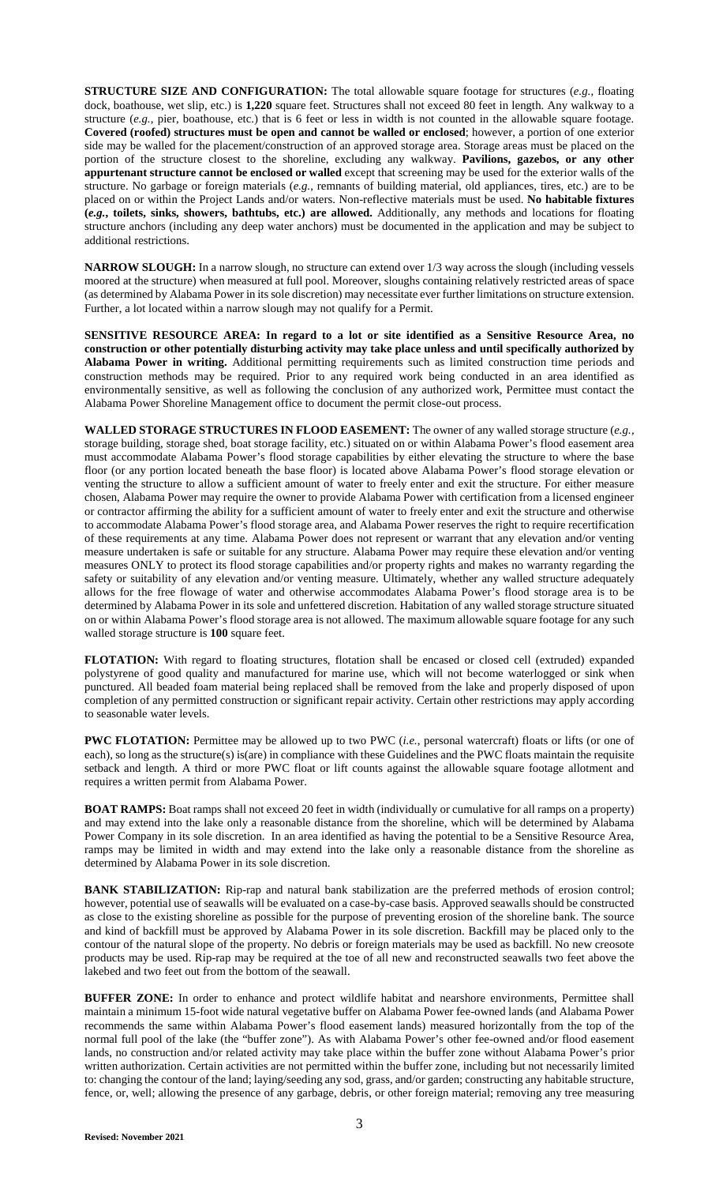**STRUCTURE SIZE AND CONFIGURATION:** The total allowable square footage for structures (*e.g.*, floating dock, boathouse, wet slip, etc.) is **1,220** square feet. Structures shall not exceed 80 feet in length. Any walkway to a structure (*e.g.*, pier, boathouse, etc.) that is 6 feet or less in width is not counted in the allowable square footage. **Covered (roofed) structures must be open and cannot be walled or enclosed**; however, a portion of one exterior side may be walled for the placement/construction of an approved storage area. Storage areas must be placed on the portion of the structure closest to the shoreline, excluding any walkway. **Pavilions, gazebos, or any other appurtenant structure cannot be enclosed or walled** except that screening may be used for the exterior walls of the structure. No garbage or foreign materials (*e.g.*, remnants of building material, old appliances, tires, etc.) are to be placed on or within the Project Lands and/or waters. Non-reflective materials must be used. **No habitable fixtures (*e.g.*, toilets, sinks, showers, bathtubs, etc.) are allowed.** Additionally, any methods and locations for floating structure anchors (including any deep water anchors) must be documented in the application and may be subject to additional restrictions.

**NARROW SLOUGH:** In a narrow slough, no structure can extend over 1/3 way across the slough (including vessels moored at the structure) when measured at full pool. Moreover, sloughs containing relatively restricted areas of space (as determined by Alabama Power in its sole discretion) may necessitate ever further limitations on structure extension. Further, a lot located within a narrow slough may not qualify for a Permit.

**SENSITIVE RESOURCE AREA: In regard to a lot or site identified as a Sensitive Resource Area, no construction or other potentially disturbing activity may take place unless and until specifically authorized by Alabama Power in writing.** Additional permitting requirements such as limited construction time periods and construction methods may be required. Prior to any required work being conducted in an area identified as environmentally sensitive, as well as following the conclusion of any authorized work, Permittee must contact the Alabama Power Shoreline Management office to document the permit close-out process.

**WALLED STORAGE STRUCTURES IN FLOOD EASEMENT:** The owner of any walled storage structure (*e.g.*, storage building, storage shed, boat storage facility, etc.) situated on or within Alabama Power's flood easement area must accommodate Alabama Power's flood storage capabilities by either elevating the structure to where the base floor (or any portion located beneath the base floor) is located above Alabama Power's flood storage elevation or venting the structure to allow a sufficient amount of water to freely enter and exit the structure. For either measure chosen, Alabama Power may require the owner to provide Alabama Power with certification from a licensed engineer or contractor affirming the ability for a sufficient amount of water to freely enter and exit the structure and otherwise to accommodate Alabama Power's flood storage area, and Alabama Power reserves the right to require recertification of these requirements at any time. Alabama Power does not represent or warrant that any elevation and/or venting measure undertaken is safe or suitable for any structure. Alabama Power may require these elevation and/or venting measures ONLY to protect its flood storage capabilities and/or property rights and makes no warranty regarding the safety or suitability of any elevation and/or venting measure. Ultimately, whether any walled structure adequately allows for the free flowage of water and otherwise accommodates Alabama Power's flood storage area is to be determined by Alabama Power in its sole and unfettered discretion. Habitation of any walled storage structure situated on or within Alabama Power's flood storage area is not allowed. The maximum allowable square footage for any such walled storage structure is **100** square feet.

**FLOTATION:** With regard to floating structures, flotation shall be encased or closed cell (extruded) expanded polystyrene of good quality and manufactured for marine use, which will not become waterlogged or sink when punctured. All beaded foam material being replaced shall be removed from the lake and properly disposed of upon completion of any permitted construction or significant repair activity. Certain other restrictions may apply according to seasonable water levels.

**PWC FLOTATION:** Permittee may be allowed up to two PWC (*i.e.*, personal watercraft) floats or lifts (or one of each), so long as the structure(s) is(are) in compliance with these Guidelines and the PWC floats maintain the requisite setback and length. A third or more PWC float or lift counts against the allowable square footage allotment and requires a written permit from Alabama Power.

**BOAT RAMPS:** Boat ramps shall not exceed 20 feet in width (individually or cumulative for all ramps on a property) and may extend into the lake only a reasonable distance from the shoreline, which will be determined by Alabama Power Company in its sole discretion. In an area identified as having the potential to be a Sensitive Resource Area, ramps may be limited in width and may extend into the lake only a reasonable distance from the shoreline as determined by Alabama Power in its sole discretion.

**BANK STABILIZATION:** Rip-rap and natural bank stabilization are the preferred methods of erosion control; however, potential use of seawalls will be evaluated on a case-by-case basis. Approved seawalls should be constructed as close to the existing shoreline as possible for the purpose of preventing erosion of the shoreline bank. The source and kind of backfill must be approved by Alabama Power in its sole discretion. Backfill may be placed only to the contour of the natural slope of the property. No debris or foreign materials may be used as backfill. No new creosote products may be used. Rip-rap may be required at the toe of all new and reconstructed seawalls two feet above the lakebed and two feet out from the bottom of the seawall.

**BUFFER ZONE:** In order to enhance and protect wildlife habitat and nearshore environments, Permittee shall maintain a minimum 15-foot wide natural vegetative buffer on Alabama Power fee-owned lands (and Alabama Power recommends the same within Alabama Power's flood easement lands) measured horizontally from the top of the normal full pool of the lake (the "buffer zone"). As with Alabama Power's other fee-owned and/or flood easement lands, no construction and/or related activity may take place within the buffer zone without Alabama Power's prior written authorization. Certain activities are not permitted within the buffer zone, including but not necessarily limited to: changing the contour of the land; laying/seeding any sod, grass, and/or garden; constructing any habitable structure, fence, or, well; allowing the presence of any garbage, debris, or other foreign material; removing any tree measuring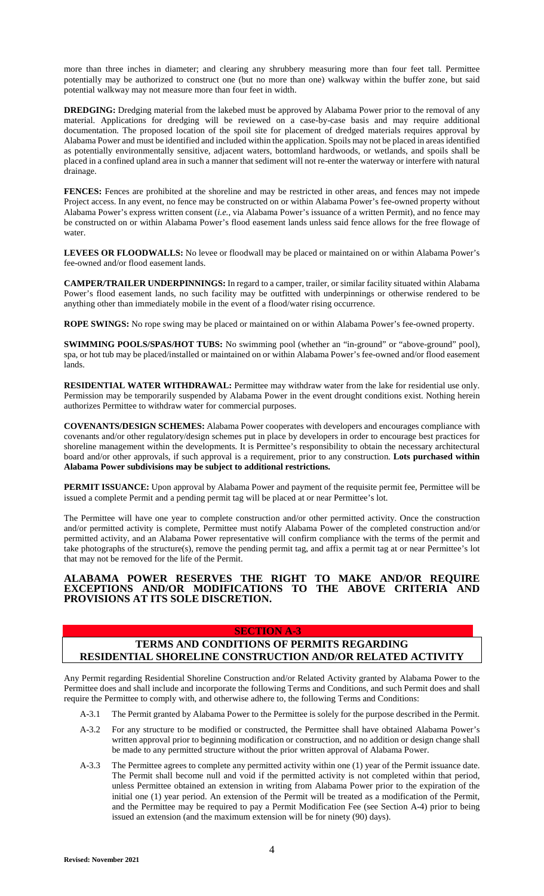more than three inches in diameter; and clearing any shrubbery measuring more than four feet tall. Permittee potentially may be authorized to construct one (but no more than one) walkway within the buffer zone, but said potential walkway may not measure more than four feet in width.

**DREDGING:** Dredging material from the lakebed must be approved by Alabama Power prior to the removal of any material. Applications for dredging will be reviewed on a case-by-case basis and may require additional documentation. The proposed location of the spoil site for placement of dredged materials requires approval by Alabama Power and must be identified and included within the application. Spoils may not be placed in areas identified as potentially environmentally sensitive, adjacent waters, bottomland hardwoods, or wetlands, and spoils shall be placed in a confined upland area in such a manner that sediment will not re-enter the waterway or interfere with natural drainage.

**FENCES:** Fences are prohibited at the shoreline and may be restricted in other areas, and fences may not impede Project access. In any event, no fence may be constructed on or within Alabama Power's fee-owned property without Alabama Power's express written consent (*i.e.*, via Alabama Power's issuance of a written Permit), and no fence may be constructed on or within Alabama Power's flood easement lands unless said fence allows for the free flowage of water.

**LEVEES OR FLOODWALLS:** No levee or floodwall may be placed or maintained on or within Alabama Power's fee-owned and/or flood easement lands.

**CAMPER/TRAILER UNDERPINNINGS:** In regard to a camper, trailer, or similar facility situated within Alabama Power's flood easement lands, no such facility may be outfitted with underpinnings or otherwise rendered to be anything other than immediately mobile in the event of a flood/water rising occurrence.

**ROPE SWINGS:** No rope swing may be placed or maintained on or within Alabama Power's fee-owned property.

**SWIMMING POOLS/SPAS/HOT TUBS:** No swimming pool (whether an "in-ground" or "above-ground" pool), spa, or hot tub may be placed/installed or maintained on or within Alabama Power's fee-owned and/or flood easement lands.

**RESIDENTIAL WATER WITHDRAWAL:** Permittee may withdraw water from the lake for residential use only. Permission may be temporarily suspended by Alabama Power in the event drought conditions exist. Nothing herein authorizes Permittee to withdraw water for commercial purposes.

**COVENANTS/DESIGN SCHEMES:** Alabama Power cooperates with developers and encourages compliance with covenants and/or other regulatory/design schemes put in place by developers in order to encourage best practices for shoreline management within the developments. It is Permittee's responsibility to obtain the necessary architectural board and/or other approvals, if such approval is a requirement, prior to any construction. **Lots purchased within Alabama Power subdivisions may be subject to additional restrictions.**

**PERMIT ISSUANCE:** Upon approval by Alabama Power and payment of the requisite permit fee, Permittee will be issued a complete Permit and a pending permit tag will be placed at or near Permittee's lot.

The Permittee will have one year to complete construction and/or other permitted activity. Once the construction and/or permitted activity is complete, Permittee must notify Alabama Power of the completed construction and/or permitted activity, and an Alabama Power representative will confirm compliance with the terms of the permit and take photographs of the structure(s), remove the pending permit tag, and affix a permit tag at or near Permittee's lot that may not be removed for the life of the Permit.

**ALABAMA POWER RESERVES THE RIGHT TO MAKE AND/OR REQUIRE EXCEPTIONS AND/OR MODIFICATIONS TO THE ABOVE CRITERIA AND PROVISIONS AT ITS SOLE DISCRETION.**

## SECTION A-3

## TERMS AND CONDITIONS OF PERMITS REGARDING RESIDENTIAL SHORELINE CONSTRUCTION AND/OR RELATED ACTIVITY

Any Permit regarding Residential Shoreline Construction and/or Related Activity granted by Alabama Power to the Permittee does and shall include and incorporate the following Terms and Conditions, and such Permit does and shall require the Permittee to comply with, and otherwise adhere to, the following Terms and Conditions:

A-3.1 The Permit granted by Alabama Power to the Permittee is solely for the purpose described in the Permit.

A-3.2 For any structure to be modified or constructed, the Permittee shall have obtained Alabama Power's written approval prior to beginning modification or construction, and no addition or design change shall be made to any permitted structure without the prior written approval of Alabama Power.

A-3.3 The Permittee agrees to complete any permitted activity within one (1) year of the Permit issuance date. The Permit shall become null and void if the permitted activity is not completed within that period, unless Permittee obtained an extension in writing from Alabama Power prior to the expiration of the initial one (1) year period. An extension of the Permit will be treated as a modification of the Permit, and the Permittee may be required to pay a Permit Modification Fee (see Section A-4) prior to being issued an extension (and the maximum extension will be for ninety (90) days).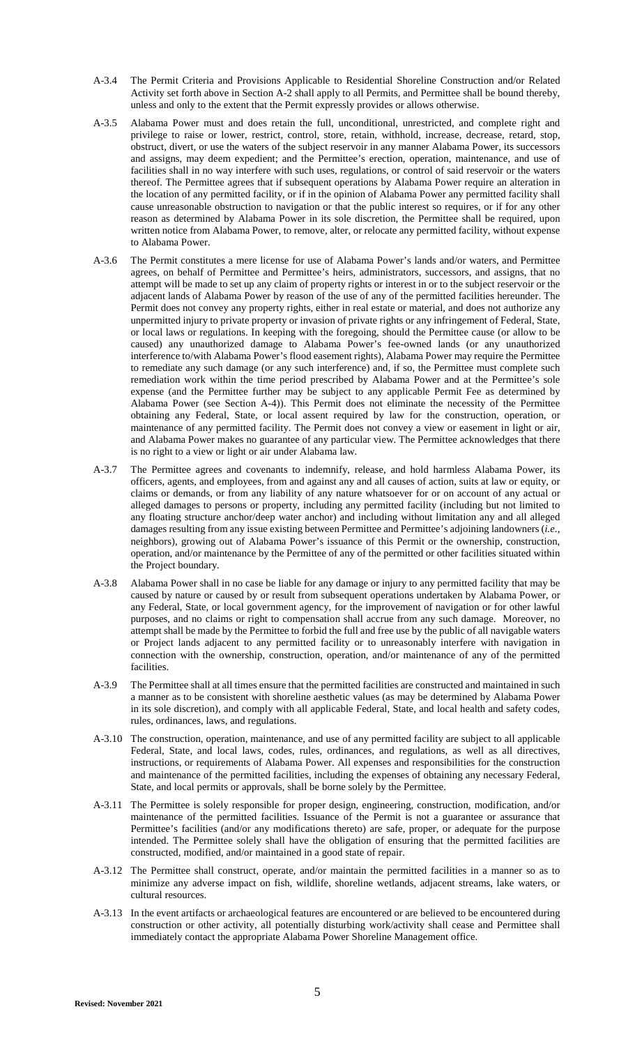A-3.4 The Permit Criteria and Provisions Applicable to Residential Shoreline Construction and/or Related Activity set forth above in Section A-2 shall apply to all Permits, and Permittee shall be bound thereby, unless and only to the extent that the Permit expressly provides or allows otherwise.

A-3.5 Alabama Power must and does retain the full, unconditional, unrestricted, and complete right and privilege to raise or lower, restrict, control, store, retain, withhold, increase, decrease, retard, stop, obstruct, divert, or use the waters of the subject reservoir in any manner Alabama Power, its successors and assigns, may deem expedient; and the Permittee's erection, operation, maintenance, and use of facilities shall in no way interfere with such uses, regulations, or control of said reservoir or the waters thereof. The Permittee agrees that if subsequent operations by Alabama Power require an alteration in the location of any permitted facility, or if in the opinion of Alabama Power any permitted facility shall cause unreasonable obstruction to navigation or that the public interest so requires, or if for any other reason as determined by Alabama Power in its sole discretion, the Permittee shall be required, upon written notice from Alabama Power, to remove, alter, or relocate any permitted facility, without expense to Alabama Power.

A-3.6 The Permit constitutes a mere license for use of Alabama Power's lands and/or waters, and Permittee agrees, on behalf of Permittee and Permittee's heirs, administrators, successors, and assigns, that no attempt will be made to set up any claim of property rights or interest in or to the subject reservoir or the adjacent lands of Alabama Power by reason of the use of any of the permitted facilities hereunder. The Permit does not convey any property rights, either in real estate or material, and does not authorize any unpermitted injury to private property or invasion of private rights or any infringement of Federal, State, or local laws or regulations. In keeping with the foregoing, should the Permittee cause (or allow to be caused) any unauthorized damage to Alabama Power's fee-owned lands (or any unauthorized interference to/with Alabama Power's flood easement rights), Alabama Power may require the Permittee to remediate any such damage (or any such interference) and, if so, the Permittee must complete such remediation work within the time period prescribed by Alabama Power and at the Permittee's sole expense (and the Permittee further may be subject to any applicable Permit Fee as determined by Alabama Power (see Section A-4)). This Permit does not eliminate the necessity of the Permittee obtaining any Federal, State, or local assent required by law for the construction, operation, or maintenance of any permitted facility. The Permit does not convey a view or easement in light or air, and Alabama Power makes no guarantee of any particular view. The Permittee acknowledges that there is no right to a view or light or air under Alabama law.

A-3.7 The Permittee agrees and covenants to indemnify, release, and hold harmless Alabama Power, its officers, agents, and employees, from and against any and all causes of action, suits at law or equity, or claims or demands, or from any liability of any nature whatsoever for or on account of any actual or alleged damages to persons or property, including any permitted facility (including but not limited to any floating structure anchor/deep water anchor) and including without limitation any and all alleged damages resulting from any issue existing between Permittee and Permittee's adjoining landowners (*i.e.*, neighbors), growing out of Alabama Power's issuance of this Permit or the ownership, construction, operation, and/or maintenance by the Permittee of any of the permitted or other facilities situated within the Project boundary.

A-3.8 Alabama Power shall in no case be liable for any damage or injury to any permitted facility that may be caused by nature or caused by or result from subsequent operations undertaken by Alabama Power, or any Federal, State, or local government agency, for the improvement of navigation or for other lawful purposes, and no claims or right to compensation shall accrue from any such damage. Moreover, no attempt shall be made by the Permittee to forbid the full and free use by the public of all navigable waters or Project lands adjacent to any permitted facility or to unreasonably interfere with navigation in connection with the ownership, construction, operation, and/or maintenance of any of the permitted facilities.

A-3.9 The Permittee shall at all times ensure that the permitted facilities are constructed and maintained in such a manner as to be consistent with shoreline aesthetic values (as may be determined by Alabama Power in its sole discretion), and comply with all applicable Federal, State, and local health and safety codes, rules, ordinances, laws, and regulations.

A-3.10 The construction, operation, maintenance, and use of any permitted facility are subject to all applicable Federal, State, and local laws, codes, rules, ordinances, and regulations, as well as all directives, instructions, or requirements of Alabama Power. All expenses and responsibilities for the construction and maintenance of the permitted facilities, including the expenses of obtaining any necessary Federal, State, and local permits or approvals, shall be borne solely by the Permittee.

A-3.11 The Permittee is solely responsible for proper design, engineering, construction, modification, and/or maintenance of the permitted facilities. Issuance of the Permit is not a guarantee or assurance that Permittee's facilities (and/or any modifications thereto) are safe, proper, or adequate for the purpose intended. The Permittee solely shall have the obligation of ensuring that the permitted facilities are constructed, modified, and/or maintained in a good state of repair.

A-3.12 The Permittee shall construct, operate, and/or maintain the permitted facilities in a manner so as to minimize any adverse impact on fish, wildlife, shoreline wetlands, adjacent streams, lake waters, or cultural resources.

A-3.13 In the event artifacts or archaeological features are encountered or are believed to be encountered during construction or other activity, all potentially disturbing work/activity shall cease and Permittee shall immediately contact the appropriate Alabama Power Shoreline Management office.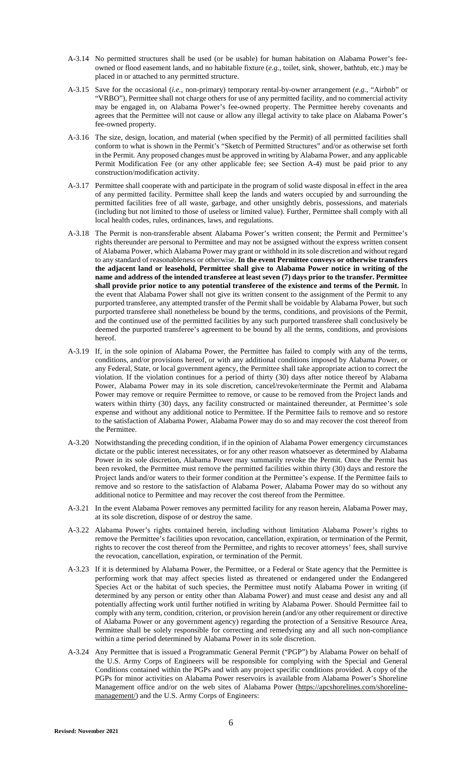A-3.14 No permitted structures shall be used (or be usable) for human habitation on Alabama Power's fee-owned or flood easement lands, and no habitable fixture (*e.g.*, toilet, sink, shower, bathtub, etc.) may be placed in or attached to any permitted structure.

A-3.15 Save for the occasional (*i.e.*, non-primary) temporary rental-by-owner arrangement (*e.g.*, "Airbnb" or "VRBO"), Permittee shall not charge others for use of any permitted facility, and no commercial activity may be engaged in, on Alabama Power's fee-owned property. The Permittee hereby covenants and agrees that the Permittee will not cause or allow any illegal activity to take place on Alabama Power's fee-owned property.

A-3.16 The size, design, location, and material (when specified by the Permit) of all permitted facilities shall conform to what is shown in the Permit's "Sketch of Permitted Structures" and/or as otherwise set forth in the Permit. Any proposed changes must be approved in writing by Alabama Power, and any applicable Permit Modification Fee (or any other applicable fee; see Section A-4) must be paid prior to any construction/modification activity.

A-3.17 Permittee shall cooperate with and participate in the program of solid waste disposal in effect in the area of any permitted facility. Permittee shall keep the lands and waters occupied by and surrounding the permitted facilities free of all waste, garbage, and other unsightly debris, possessions, and materials (including but not limited to those of useless or limited value). Further, Permittee shall comply with all local health codes, rules, ordinances, laws, and regulations.

A-3.18 The Permit is non-transferable absent Alabama Power's written consent; the Permit and Permittee's rights thereunder are personal to Permittee and may not be assigned without the express written consent of Alabama Power, which Alabama Power may grant or withhold in its sole discretion and without regard to any standard of reasonableness or otherwise. **In the event Permittee conveys or otherwise transfers the adjacent land or leasehold, Permittee shall give to Alabama Power notice in writing of the name and address of the intended transferee at least seven (7) days prior to the transfer. Permittee shall provide prior notice to any potential transferee of the existence and terms of the Permit.** In the event that Alabama Power shall not give its written consent to the assignment of the Permit to any purported transferee, any attempted transfer of the Permit shall be voidable by Alabama Power, but such purported transferee shall nonetheless be bound by the terms, conditions, and provisions of the Permit, and the continued use of the permitted facilities by any such purported transferee shall conclusively be deemed the purported transferee's agreement to be bound by all the terms, conditions, and provisions hereof.

A-3.19 If, in the sole opinion of Alabama Power, the Permittee has failed to comply with any of the terms, conditions, and/or provisions hereof, or with any additional conditions imposed by Alabama Power, or any Federal, State, or local government agency, the Permittee shall take appropriate action to correct the violation. If the violation continues for a period of thirty (30) days after notice thereof by Alabama Power, Alabama Power may in its sole discretion, cancel/revoke/terminate the Permit and Alabama Power may remove or require Permittee to remove, or cause to be removed from the Project lands and waters within thirty (30) days, any facility constructed or maintained thereunder, at Permittee's sole expense and without any additional notice to Permittee. If the Permittee fails to remove and so restore to the satisfaction of Alabama Power, Alabama Power may do so and may recover the cost thereof from the Permittee.

A-3.20 Notwithstanding the preceding condition, if in the opinion of Alabama Power emergency circumstances dictate or the public interest necessitates, or for any other reason whatsoever as determined by Alabama Power in its sole discretion, Alabama Power may summarily revoke the Permit. Once the Permit has been revoked, the Permittee must remove the permitted facilities within thirty (30) days and restore the Project lands and/or waters to their former condition at the Permittee's expense. If the Permittee fails to remove and so restore to the satisfaction of Alabama Power, Alabama Power may do so without any additional notice to Permittee and may recover the cost thereof from the Permittee.

A-3.21 In the event Alabama Power removes any permitted facility for any reason herein, Alabama Power may, at its sole discretion, dispose of or destroy the same.

A-3.22 Alabama Power's rights contained herein, including without limitation Alabama Power's rights to remove the Permittee's facilities upon revocation, cancellation, expiration, or termination of the Permit, rights to recover the cost thereof from the Permittee, and rights to recover attorneys' fees, shall survive the revocation, cancellation, expiration, or termination of the Permit.

A-3.23 If it is determined by Alabama Power, the Permittee, or a Federal or State agency that the Permittee is performing work that may affect species listed as threatened or endangered under the Endangered Species Act or the habitat of such species, the Permittee must notify Alabama Power in writing (if determined by any person or entity other than Alabama Power) and must cease and desist any and all potentially affecting work until further notified in writing by Alabama Power. Should Permittee fail to comply with any term, condition, criterion, or provision herein (and/or any other requirement or directive of Alabama Power or any government agency) regarding the protection of a Sensitive Resource Area, Permittee shall be solely responsible for correcting and remedying any and all such non-compliance within a time period determined by Alabama Power in its sole discretion.

A-3.24 Any Permittee that is issued a Programmatic General Permit ("PGP") by Alabama Power on behalf of the U.S. Army Corps of Engineers will be responsible for complying with the Special and General Conditions contained within the PGPs and with any project specific conditions provided. A copy of the PGPs for minor activities on Alabama Power reservoirs is available from Alabama Power's Shoreline Management office and/or on the web sites of Alabama Power (https://apcshorelines.com/shoreline-management/) and the U.S. Army Corps of Engineers: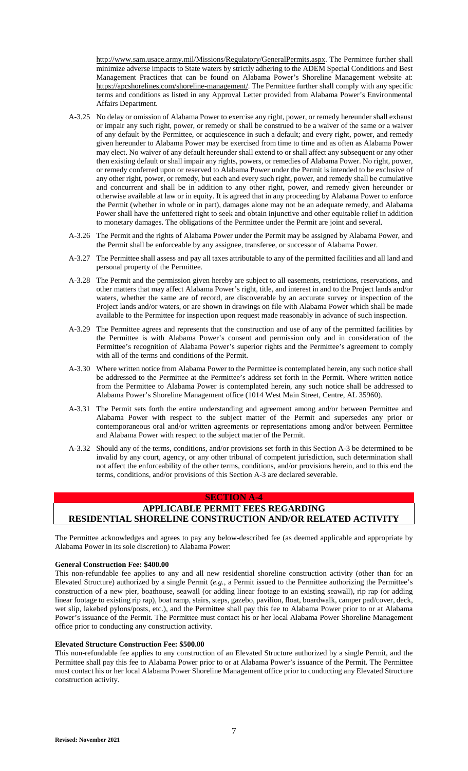http://www.sam.usace.army.mil/Missions/Regulatory/GeneralPermits.aspx. The Permittee further shall minimize adverse impacts to State waters by strictly adhering to the ADEM Special Conditions and Best Management Practices that can be found on Alabama Power's Shoreline Management website at: https://apcshorelines.com/shoreline-management/. The Permittee further shall comply with any specific terms and conditions as listed in any Approval Letter provided from Alabama Power's Environmental Affairs Department.

A-3.25 No delay or omission of Alabama Power to exercise any right, power, or remedy hereunder shall exhaust or impair any such right, power, or remedy or shall be construed to be a waiver of the same or a waiver of any default by the Permittee, or acquiescence in such a default; and every right, power, and remedy given hereunder to Alabama Power may be exercised from time to time and as often as Alabama Power may elect. No waiver of any default hereunder shall extend to or shall affect any subsequent or any other then existing default or shall impair any rights, powers, or remedies of Alabama Power. No right, power, or remedy conferred upon or reserved to Alabama Power under the Permit is intended to be exclusive of any other right, power, or remedy, but each and every such right, power, and remedy shall be cumulative and concurrent and shall be in addition to any other right, power, and remedy given hereunder or otherwise available at law or in equity. It is agreed that in any proceeding by Alabama Power to enforce the Permit (whether in whole or in part), damages alone may not be an adequate remedy, and Alabama Power shall have the unfettered right to seek and obtain injunctive and other equitable relief in addition to monetary damages. The obligations of the Permittee under the Permit are joint and several.

A-3.26 The Permit and the rights of Alabama Power under the Permit may be assigned by Alabama Power, and the Permit shall be enforceable by any assignee, transferee, or successor of Alabama Power.

A-3.27 The Permittee shall assess and pay all taxes attributable to any of the permitted facilities and all land and personal property of the Permittee.

A-3.28 The Permit and the permission given hereby are subject to all easements, restrictions, reservations, and other matters that may affect Alabama Power's right, title, and interest in and to the Project lands and/or waters, whether the same are of record, are discoverable by an accurate survey or inspection of the Project lands and/or waters, or are shown in drawings on file with Alabama Power which shall be made available to the Permittee for inspection upon request made reasonably in advance of such inspection.

A-3.29 The Permittee agrees and represents that the construction and use of any of the permitted facilities by the Permittee is with Alabama Power's consent and permission only and in consideration of the Permittee's recognition of Alabama Power's superior rights and the Permittee's agreement to comply with all of the terms and conditions of the Permit.

A-3.30 Where written notice from Alabama Power to the Permittee is contemplated herein, any such notice shall be addressed to the Permittee at the Permittee's address set forth in the Permit. Where written notice from the Permittee to Alabama Power is contemplated herein, any such notice shall be addressed to Alabama Power's Shoreline Management office (1014 West Main Street, Centre, AL 35960).

A-3.31 The Permit sets forth the entire understanding and agreement among and/or between Permittee and Alabama Power with respect to the subject matter of the Permit and supersedes any prior or contemporaneous oral and/or written agreements or representations among and/or between Permittee and Alabama Power with respect to the subject matter of the Permit.

A-3.32 Should any of the terms, conditions, and/or provisions set forth in this Section A-3 be determined to be invalid by any court, agency, or any other tribunal of competent jurisdiction, such determination shall not affect the enforceability of the other terms, conditions, and/or provisions herein, and to this end the terms, conditions, and/or provisions of this Section A-3 are declared severable.

## SECTION A-4

## APPLICABLE PERMIT FEES REGARDING RESIDENTIAL SHORELINE CONSTRUCTION AND/OR RELATED ACTIVITY

The Permittee acknowledges and agrees to pay any below-described fee (as deemed applicable and appropriate by Alabama Power in its sole discretion) to Alabama Power:

**General Construction Fee: $400.00**

This non-refundable fee applies to any and all new residential shoreline construction activity (other than for an Elevated Structure) authorized by a single Permit (*e.g.*, a Permit issued to the Permittee authorizing the Permittee's construction of a new pier, boathouse, seawall (or adding linear footage to an existing seawall), rip rap (or adding linear footage to existing rip rap), boat ramp, stairs, steps, gazebo, pavilion, float, boardwalk, camper pad/cover, deck, wet slip, lakebed pylons/posts, etc.), and the Permittee shall pay this fee to Alabama Power prior to or at Alabama Power's issuance of the Permit. The Permittee must contact his or her local Alabama Power Shoreline Management office prior to conducting any construction activity.

**Elevated Structure Construction Fee: $500.00**

This non-refundable fee applies to any construction of an Elevated Structure authorized by a single Permit, and the Permittee shall pay this fee to Alabama Power prior to or at Alabama Power's issuance of the Permit. The Permittee must contact his or her local Alabama Power Shoreline Management office prior to conducting any Elevated Structure construction activity.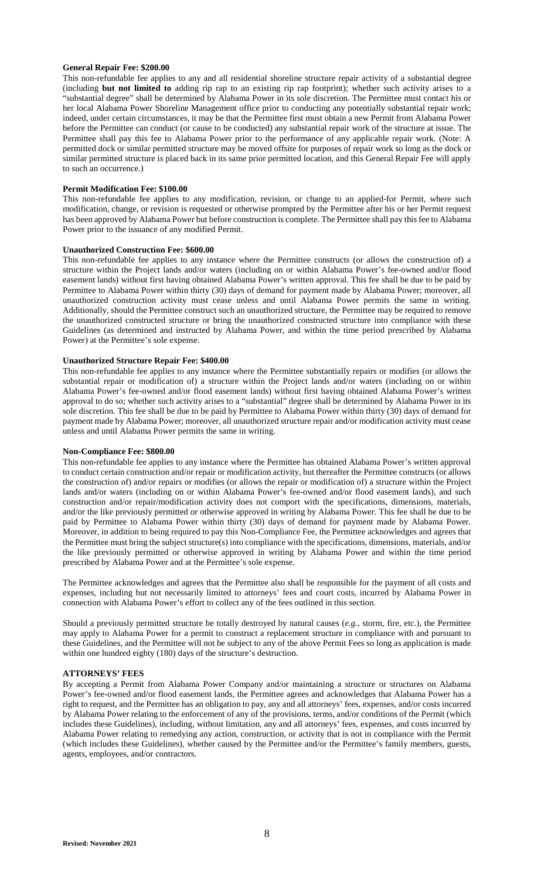**General Repair Fee: $200.00**

This non-refundable fee applies to any and all residential shoreline structure repair activity of a substantial degree (including **but not limited to** adding rip rap to an existing rip rap footprint); whether such activity arises to a "substantial degree" shall be determined by Alabama Power in its sole discretion. The Permittee must contact his or her local Alabama Power Shoreline Management office prior to conducting any potentially substantial repair work; indeed, under certain circumstances, it may be that the Permittee first must obtain a new Permit from Alabama Power before the Permittee can conduct (or cause to be conducted) any substantial repair work of the structure at issue. The Permittee shall pay this fee to Alabama Power prior to the performance of any applicable repair work. (Note: A permitted dock or similar permitted structure may be moved offsite for purposes of repair work so long as the dock or similar permitted structure is placed back in its same prior permitted location, and this General Repair Fee will apply to such an occurrence.)

**Permit Modification Fee: $100.00**

This non-refundable fee applies to any modification, revision, or change to an applied-for Permit, where such modification, change, or revision is requested or otherwise prompted by the Permittee after his or her Permit request has been approved by Alabama Power but before construction is complete. The Permittee shall pay this fee to Alabama Power prior to the issuance of any modified Permit.

**Unauthorized Construction Fee: $600.00**

This non-refundable fee applies to any instance where the Permittee constructs (or allows the construction of) a structure within the Project lands and/or waters (including on or within Alabama Power's fee-owned and/or flood easement lands) without first having obtained Alabama Power's written approval. This fee shall be due to be paid by Permittee to Alabama Power within thirty (30) days of demand for payment made by Alabama Power; moreover, all unauthorized construction activity must cease unless and until Alabama Power permits the same in writing. Additionally, should the Permittee construct such an unauthorized structure, the Permittee may be required to remove the unauthorized constructed structure or bring the unauthorized constructed structure into compliance with these Guidelines (as determined and instructed by Alabama Power, and within the time period prescribed by Alabama Power) at the Permittee's sole expense.

**Unauthorized Structure Repair Fee: $400.00**

This non-refundable fee applies to any instance where the Permittee substantially repairs or modifies (or allows the substantial repair or modification of) a structure within the Project lands and/or waters (including on or within Alabama Power's fee-owned and/or flood easement lands) without first having obtained Alabama Power's written approval to do so; whether such activity arises to a "substantial" degree shall be determined by Alabama Power in its sole discretion. This fee shall be due to be paid by Permittee to Alabama Power within thirty (30) days of demand for payment made by Alabama Power; moreover, all unauthorized structure repair and/or modification activity must cease unless and until Alabama Power permits the same in writing.

**Non-Compliance Fee: $800.00**

This non-refundable fee applies to any instance where the Permittee has obtained Alabama Power's written approval to conduct certain construction and/or repair or modification activity, but thereafter the Permittee constructs (or allows the construction of) and/or repairs or modifies (or allows the repair or modification of) a structure within the Project lands and/or waters (including on or within Alabama Power's fee-owned and/or flood easement lands), and such construction and/or repair/modification activity does not comport with the specifications, dimensions, materials, and/or the like previously permitted or otherwise approved in writing by Alabama Power. This fee shall be due to be paid by Permittee to Alabama Power within thirty (30) days of demand for payment made by Alabama Power. Moreover, in addition to being required to pay this Non-Compliance Fee, the Permittee acknowledges and agrees that the Permittee must bring the subject structure(s) into compliance with the specifications, dimensions, materials, and/or the like previously permitted or otherwise approved in writing by Alabama Power and within the time period prescribed by Alabama Power and at the Permittee's sole expense.

The Permittee acknowledges and agrees that the Permittee also shall be responsible for the payment of all costs and expenses, including but not necessarily limited to attorneys' fees and court costs, incurred by Alabama Power in connection with Alabama Power's effort to collect any of the fees outlined in this section.

Should a previously permitted structure be totally destroyed by natural causes (*e.g.*, storm, fire, etc.), the Permittee may apply to Alabama Power for a permit to construct a replacement structure in compliance with and pursuant to these Guidelines, and the Permittee will not be subject to any of the above Permit Fees so long as application is made within one hundred eighty (180) days of the structure's destruction.

**ATTORNEYS' FEES**

By accepting a Permit from Alabama Power Company and/or maintaining a structure or structures on Alabama Power's fee-owned and/or flood easement lands, the Permittee agrees and acknowledges that Alabama Power has a right to request, and the Permittee has an obligation to pay, any and all attorneys' fees, expenses, and/or costs incurred by Alabama Power relating to the enforcement of any of the provisions, terms, and/or conditions of the Permit (which includes these Guidelines), including, without limitation, any and all attorneys' fees, expenses, and costs incurred by Alabama Power relating to remedying any action, construction, or activity that is not in compliance with the Permit (which includes these Guidelines), whether caused by the Permittee and/or the Permittee's family members, guests, agents, employees, and/or contractors.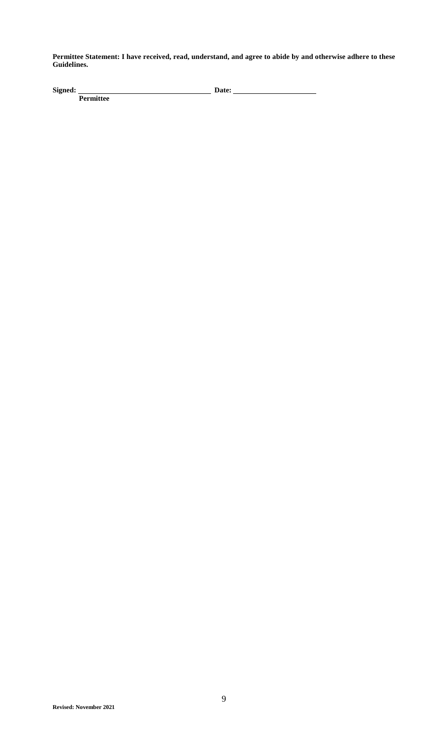**Permittee Statement: I have received, read, understand, and agree to abide by and otherwise adhere to these Guidelines.**

**Signed:** ________________________________ **Date:** ____________________

**Permittee**

**Revised: November 2021**